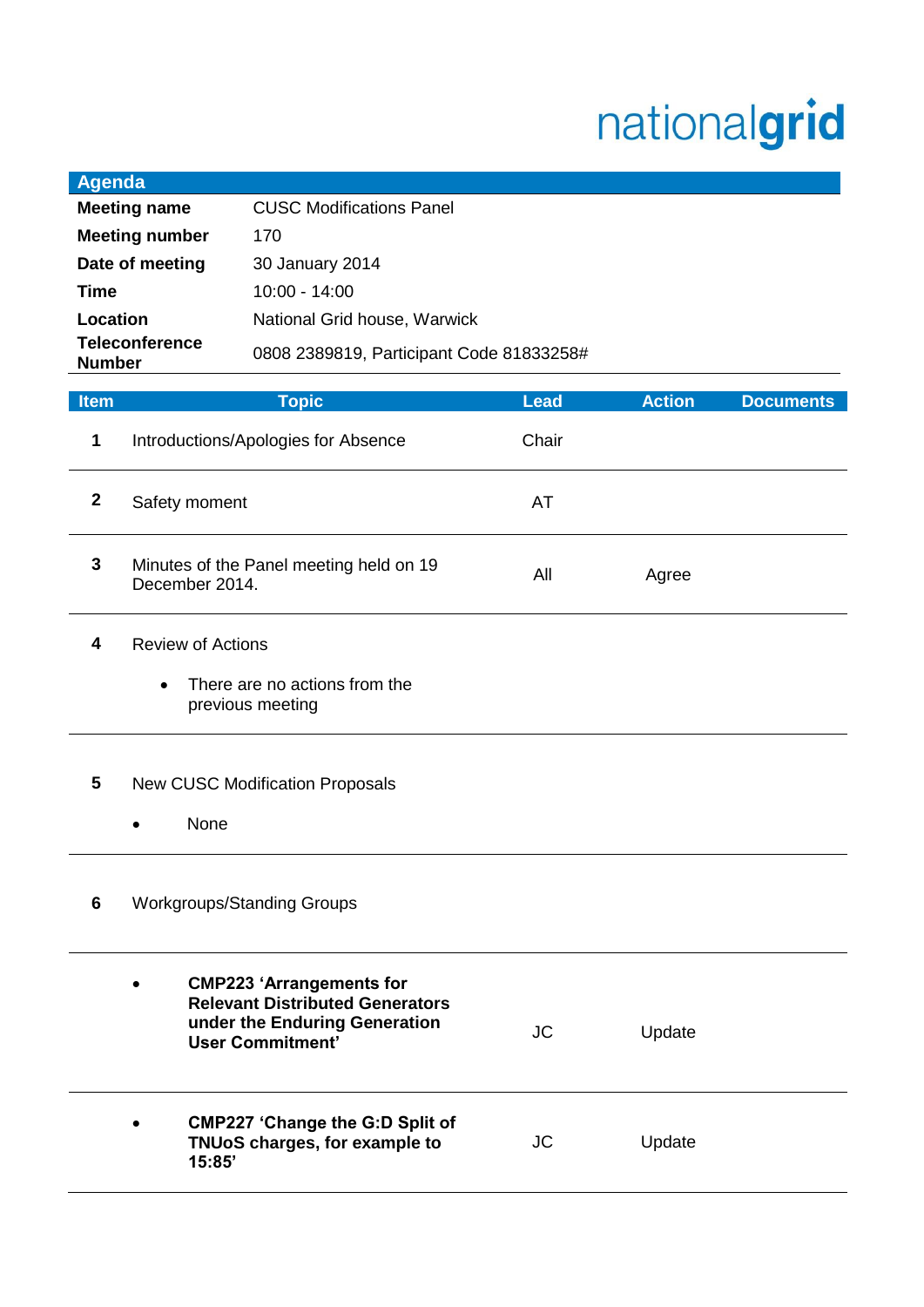nationalgrid

| Agenda | |
|---|---|
| **Meeting name** | CUSC Modifications Panel |
| **Meeting number** | 170 |
| **Date of meeting** | 30 January 2014 |
| **Time** | 10:00 - 14:00 |
| **Location** | National Grid house, Warwick |
| **Teleconference Number** | 0808 2389819, Participant Code 81833258# |

| Item | Topic | Lead | Action | Documents |
|---|---|---|---|---|
| **1** | Introductions/Apologies for Absence | Chair | | |
| **2** | Safety moment | AT | | |
| **3** | Minutes of the Panel meeting held on 19 December 2014. | All | Agree | |
| **4** | Review of Actions<br>• There are no actions from the previous meeting | | | |
| **5** | New CUSC Modification Proposals<br>• None | | | |
| **6** | Workgroups/Standing Groups | | | |
| | • **CMP223 'Arrangements for Relevant Distributed Generators under the Enduring Generation User Commitment'** | JC | Update | |
| | • **CMP227 'Change the G:D Split of TNUoS charges, for example to 15:85'** | JC | Update | |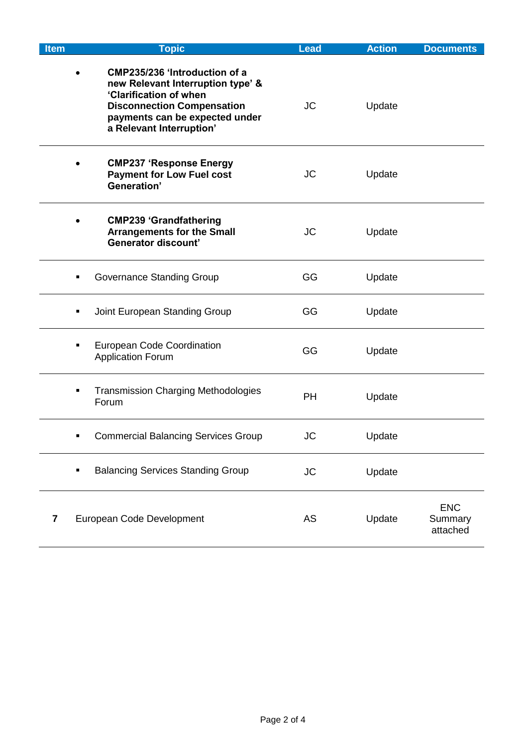| Item | Topic | Lead | Action | Documents |
|---|---|---|---|---|
| | • **CMP235/236 'Introduction of a new Relevant Interruption type' & 'Clarification of when Disconnection Compensation payments can be expected under a Relevant Interruption'** | JC | Update | |
| | • **CMP237 'Response Energy Payment for Low Fuel cost Generation'** | JC | Update | |
| | • **CMP239 'Grandfathering Arrangements for the Small Generator discount'** | JC | Update | |
| | ▪ Governance Standing Group | GG | Update | |
| | ▪ Joint European Standing Group | GG | Update | |
| | ▪ European Code Coordination Application Forum | GG | Update | |
| | ▪ Transmission Charging Methodologies Forum | PH | Update | |
| | ▪ Commercial Balancing Services Group | JC | Update | |
| | ▪ Balancing Services Standing Group | JC | Update | |
| **7** | European Code Development | AS | Update | ENC Summary attached |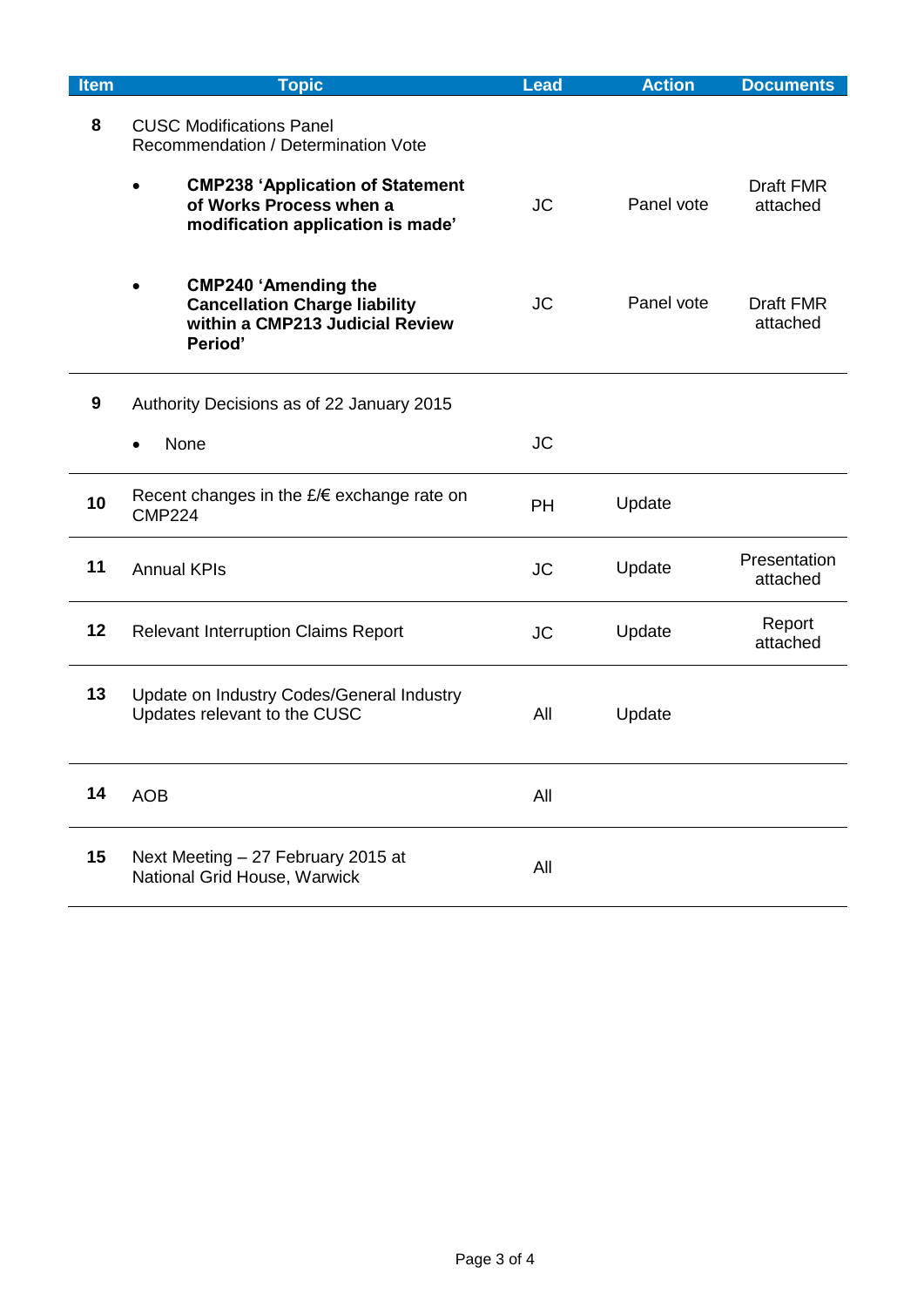| Item | Topic | Lead | Action | Documents |
|---|---|---|---|---|
| **8** | CUSC Modifications Panel Recommendation / Determination Vote | | | |
| | • **CMP238 'Application of Statement of Works Process when a modification application is made'** | JC | Panel vote | Draft FMR attached |
| | • **CMP240 'Amending the Cancellation Charge liability within a CMP213 Judicial Review Period'** | JC | Panel vote | Draft FMR attached |
| **9** | Authority Decisions as of 22 January 2015 | | | |
| | • None | JC | | |
| **10** | Recent changes in the £/€ exchange rate on CMP224 | PH | Update | |
| **11** | Annual KPIs | JC | Update | Presentation attached |
| **12** | Relevant Interruption Claims Report | JC | Update | Report attached |
| **13** | Update on Industry Codes/General Industry Updates relevant to the CUSC | All | Update | |
| **14** | AOB | All | | |
| **15** | Next Meeting – 27 February 2015 at National Grid House, Warwick | All | | |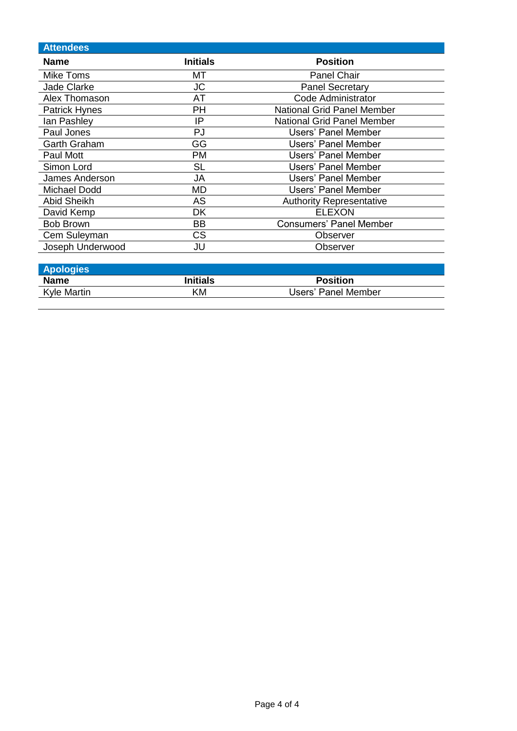## Attendees

| Name | Initials | Position |
| --- | --- | --- |
| Mike Toms | MT | Panel Chair |
| Jade Clarke | JC | Panel Secretary |
| Alex Thomason | AT | Code Administrator |
| Patrick Hynes | PH | National Grid Panel Member |
| Ian Pashley | IP | National Grid Panel Member |
| Paul Jones | PJ | Users' Panel Member |
| Garth Graham | GG | Users' Panel Member |
| Paul Mott | PM | Users' Panel Member |
| Simon Lord | SL | Users' Panel Member |
| James Anderson | JA | Users' Panel Member |
| Michael Dodd | MD | Users' Panel Member |
| Abid Sheikh | AS | Authority Representative |
| David Kemp | DK | ELEXON |
| Bob Brown | BB | Consumers' Panel Member |
| Cem Suleyman | CS | Observer |
| Joseph Underwood | JU | Observer |

## Apologies

| Name | Initials | Position |
| --- | --- | --- |
| Kyle Martin | KM | Users' Panel Member |